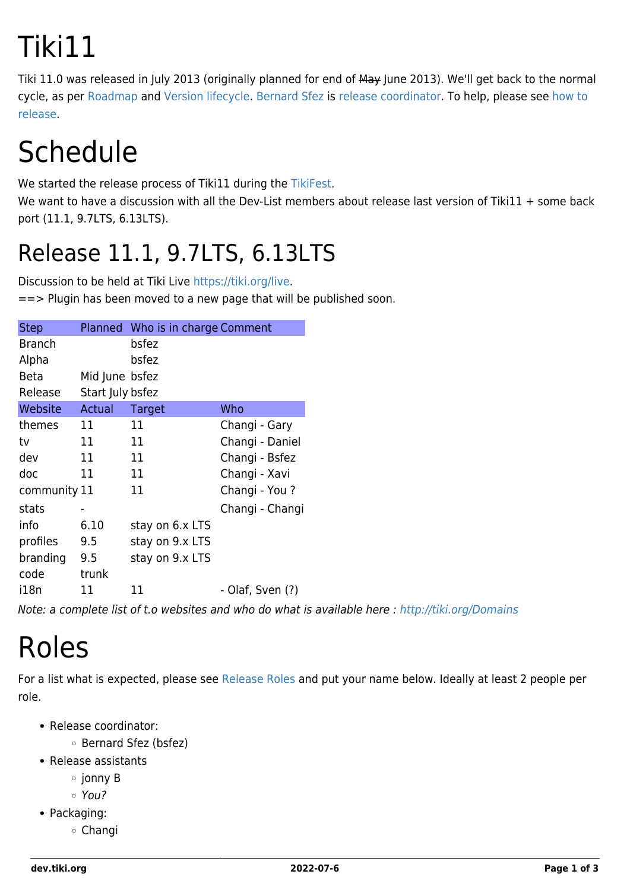# Tiki11

Tiki 11.0 was released in July 2013 (originally planned for end of ~~May~~ June 2013). We'll get back to the normal cycle, as per Roadmap and Version lifecycle. Bernard Sfez is release coordinator. To help, please see how to release.

# Schedule

We started the release process of Tiki11 during the TikiFest.
We want to have a discussion with all the Dev-List members about release last version of Tiki11 + some back port (11.1, 9.7LTS, 6.13LTS).

## Release 11.1, 9.7LTS, 6.13LTS

Discussion to be held at Tiki Live https://tiki.org/live.
==> Plugin has been moved to a new page that will be published soon.

| Step | Planned | Who is in charge | Comment |
|---|---|---|---|
| Branch | | bsfez | |
| Alpha | | bsfez | |
| Beta | Mid June | bsfez | |
| Release | Start July | bsfez | |
| **Website** | **Actual** | **Target** | **Who** |
| themes | 11 | 11 | Changi - Gary |
| tv | 11 | 11 | Changi - Daniel |
| dev | 11 | 11 | Changi - Bsfez |
| doc | 11 | 11 | Changi - Xavi |
| community | 11 | 11 | Changi - You ? |
| stats | - | | Changi - Changi |
| info | 6.10 | stay on 6.x LTS | |
| profiles | 9.5 | stay on 9.x LTS | |
| branding | 9.5 | stay on 9.x LTS | |
| code | trunk | | |
| i18n | 11 | 11 | - Olaf, Sven (?) |

*Note: a complete list of t.o websites and who do what is available here : http://tiki.org/Domains*

# Roles

For a list what is expected, please see Release Roles and put your name below. Ideally at least 2 people per role.

- Release coordinator:
  - Bernard Sfez (bsfez)
- Release assistants
  - jonny B
  - *You?*
- Packaging:
  - Changi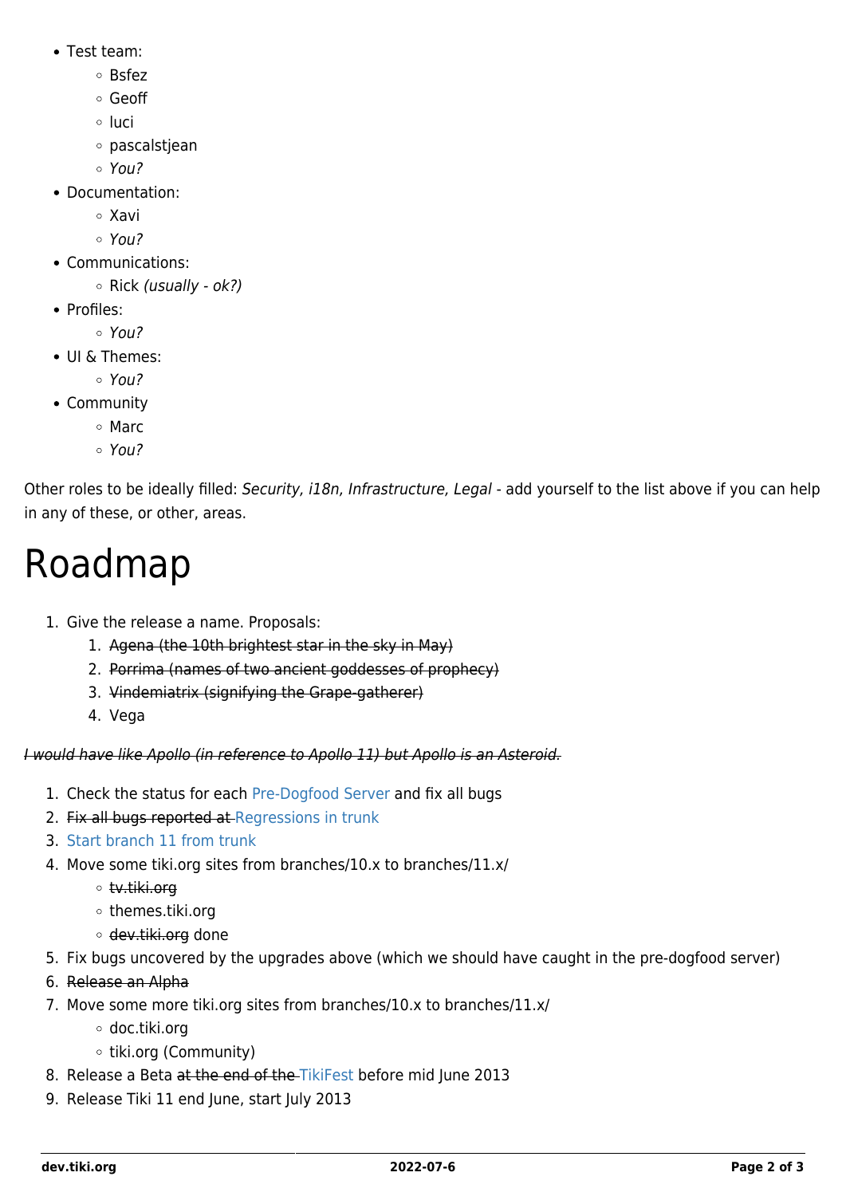- Test team:
  - Bsfez
  - Geoff
  - luci
  - pascalstjean
  - *You?*
- Documentation:
  - Xavi
  - *You?*
- Communications:
  - Rick *(usually - ok?)*
- Profiles:
  - *You?*
- UI & Themes:
  - *You?*
- Community
  - Marc
  - *You?*

Other roles to be ideally filled: *Security, i18n, Infrastructure, Legal* - add yourself to the list above if you can help in any of these, or other, areas.

# Roadmap

1. Give the release a name. Proposals:
   1. ~~Agena (the 10th brightest star in the sky in May)~~
   2. ~~Porrima (names of two ancient goddesses of prophecy)~~
   3. ~~Vindemiatrix (signifying the Grape-gatherer)~~
   4. Vega

~~*I would have like Apollo (in reference to Apollo 11) but Apollo is an Asteroid.*~~

1. Check the status for each Pre-Dogfood Server and fix all bugs
2. ~~Fix all bugs reported at~~ Regressions in trunk
3. Start branch 11 from trunk
4. Move some tiki.org sites from branches/10.x to branches/11.x/
   - ~~tv.tiki.org~~
   - themes.tiki.org
   - ~~dev.tiki.org~~ done
5. Fix bugs uncovered by the upgrades above (which we should have caught in the pre-dogfood server)
6. ~~Release an Alpha~~
7. Move some more tiki.org sites from branches/10.x to branches/11.x/
   - doc.tiki.org
   - tiki.org (Community)
8. Release a Beta ~~at the end of the~~ TikiFest before mid June 2013
9. Release Tiki 11 end June, start July 2013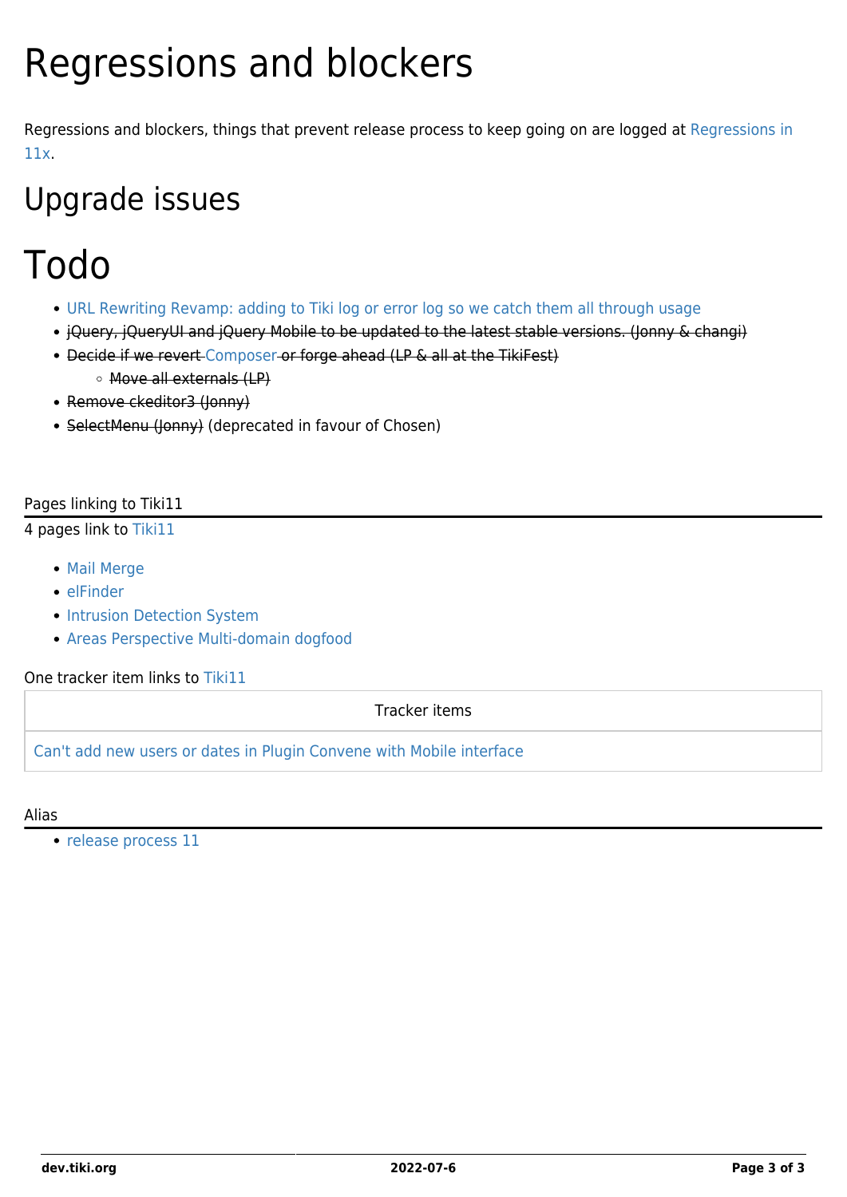# Regressions and blockers

Regressions and blockers, things that prevent release process to keep going on are logged at Regressions in 11x.

## Upgrade issues

# Todo

- URL Rewriting Revamp: adding to Tiki log or error log so we catch them all through usage
- ~~jQuery, jQueryUI and jQuery Mobile to be updated to the latest stable versions. (Jonny & changi)~~
- ~~Decide if we revert Composer or forge ahead (LP & all at the TikiFest)~~
  - ~~Move all externals (LP)~~
- ~~Remove ckeditor3 (Jonny)~~
- ~~SelectMenu (Jonny)~~ (deprecated in favour of Chosen)

Pages linking to Tiki11

4 pages link to Tiki11

- Mail Merge
- elFinder
- Intrusion Detection System
- Areas Perspective Multi-domain dogfood

One tracker item links to Tiki11

| Tracker items |
|---|
| Can't add new users or dates in Plugin Convene with Mobile interface |

Alias

- release process 11